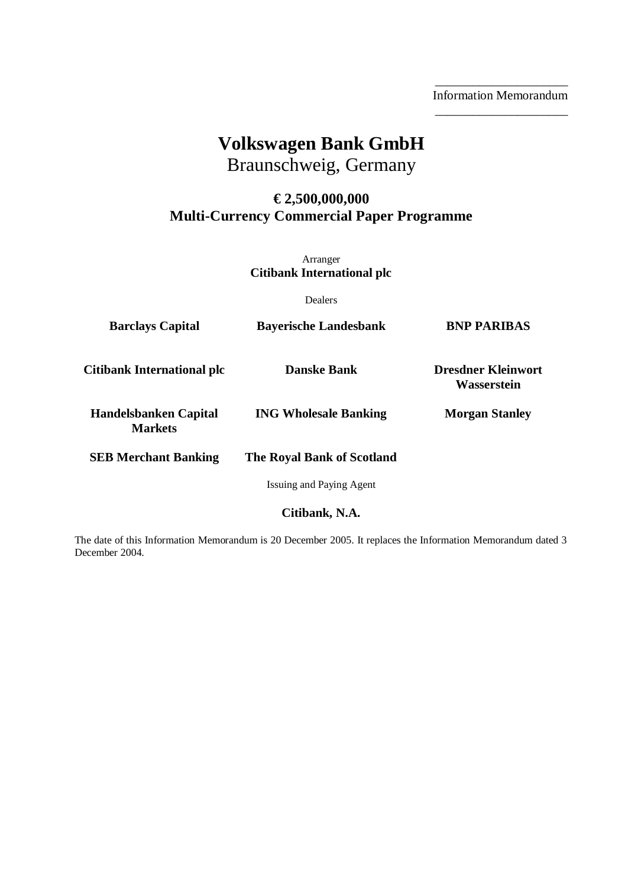Information Memorandum

# Volkswagen Bank GmbH

Braunschweig, Germany

## € 2,500,000,000
## Multi-Currency Commercial Paper Programme

Arranger

**Citibank International plc**

Dealers

| | | |
|---|---|---|
| **Barclays Capital** | **Bayerische Landesbank** | **BNP PARIBAS** |
| **Citibank International plc** | **Danske Bank** | **Dresdner Kleinwort Wasserstein** |
| **Handelsbanken Capital Markets** | **ING Wholesale Banking** | **Morgan Stanley** |
| **SEB Merchant Banking** | **The Royal Bank of Scotland** | |

Issuing and Paying Agent

**Citibank, N.A.**

The date of this Information Memorandum is 20 December 2005. It replaces the Information Memorandum dated 3 December 2004.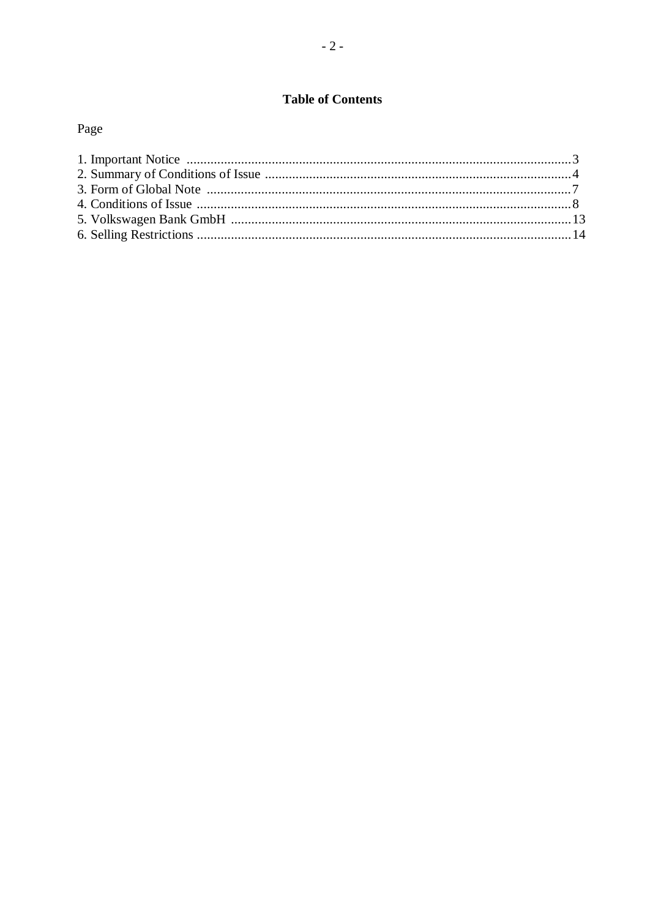## Table of Contents

Page

1. Important Notice .................................................................................................................. 3
2. Summary of Conditions of Issue ........................................................................................... 4
3. Form of Global Note ............................................................................................................ 7
4. Conditions of Issue .............................................................................................................. 8
5. Volkswagen Bank GmbH ..................................................................................................... 13
6. Selling Restrictions .............................................................................................................. 14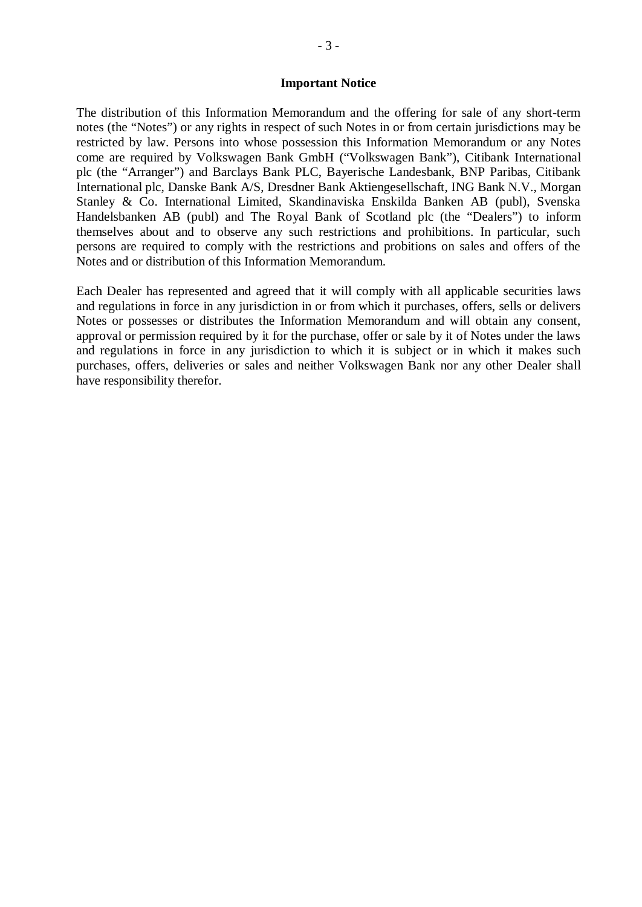## Important Notice

The distribution of this Information Memorandum and the offering for sale of any short-term notes (the "Notes") or any rights in respect of such Notes in or from certain jurisdictions may be restricted by law. Persons into whose possession this Information Memorandum or any Notes come are required by Volkswagen Bank GmbH ("Volkswagen Bank"), Citibank International plc (the "Arranger") and Barclays Bank PLC, Bayerische Landesbank, BNP Paribas, Citibank International plc, Danske Bank A/S, Dresdner Bank Aktiengesellschaft, ING Bank N.V., Morgan Stanley & Co. International Limited, Skandinaviska Enskilda Banken AB (publ), Svenska Handelsbanken AB (publ) and The Royal Bank of Scotland plc (the "Dealers") to inform themselves about and to observe any such restrictions and prohibitions. In particular, such persons are required to comply with the restrictions and probitions on sales and offers of the Notes and or distribution of this Information Memorandum.

Each Dealer has represented and agreed that it will comply with all applicable securities laws and regulations in force in any jurisdiction in or from which it purchases, offers, sells or delivers Notes or possesses or distributes the Information Memorandum and will obtain any consent, approval or permission required by it for the purchase, offer or sale by it of Notes under the laws and regulations in force in any jurisdiction to which it is subject or in which it makes such purchases, offers, deliveries or sales and neither Volkswagen Bank nor any other Dealer shall have responsibility therefor.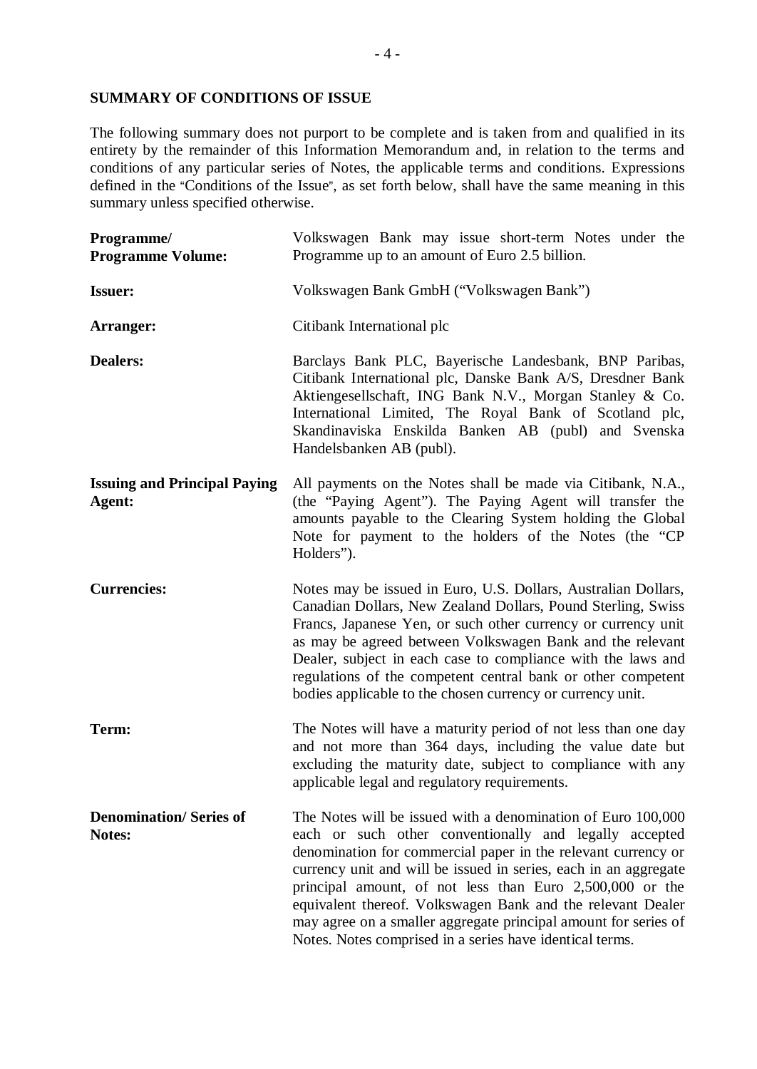## SUMMARY OF CONDITIONS OF ISSUE

The following summary does not purport to be complete and is taken from and qualified in its entirety by the remainder of this Information Memorandum and, in relation to the terms and conditions of any particular series of Notes, the applicable terms and conditions. Expressions defined in the "Conditions of the Issue", as set forth below, shall have the same meaning in this summary unless specified otherwise.

| | |
|---|---|
| **Programme/ Programme Volume:** | Volkswagen Bank may issue short-term Notes under the Programme up to an amount of Euro 2.5 billion. |
| **Issuer:** | Volkswagen Bank GmbH ("Volkswagen Bank") |
| **Arranger:** | Citibank International plc |
| **Dealers:** | Barclays Bank PLC, Bayerische Landesbank, BNP Paribas, Citibank International plc, Danske Bank A/S, Dresdner Bank Aktiengesellschaft, ING Bank N.V., Morgan Stanley & Co. International Limited, The Royal Bank of Scotland plc, Skandinaviska Enskilda Banken AB (publ) and Svenska Handelsbanken AB (publ). |
| **Issuing and Principal Paying Agent:** | All payments on the Notes shall be made via Citibank, N.A., (the "Paying Agent"). The Paying Agent will transfer the amounts payable to the Clearing System holding the Global Note for payment to the holders of the Notes (the "CP Holders"). |
| **Currencies:** | Notes may be issued in Euro, U.S. Dollars, Australian Dollars, Canadian Dollars, New Zealand Dollars, Pound Sterling, Swiss Francs, Japanese Yen, or such other currency or currency unit as may be agreed between Volkswagen Bank and the relevant Dealer, subject in each case to compliance with the laws and regulations of the competent central bank or other competent bodies applicable to the chosen currency or currency unit. |
| **Term:** | The Notes will have a maturity period of not less than one day and not more than 364 days, including the value date but excluding the maturity date, subject to compliance with any applicable legal and regulatory requirements. |
| **Denomination/ Series of Notes:** | The Notes will be issued with a denomination of Euro 100,000 each or such other conventionally and legally accepted denomination for commercial paper in the relevant currency or currency unit and will be issued in series, each in an aggregate principal amount, of not less than Euro 2,500,000 or the equivalent thereof. Volkswagen Bank and the relevant Dealer may agree on a smaller aggregate principal amount for series of Notes. Notes comprised in a series have identical terms. |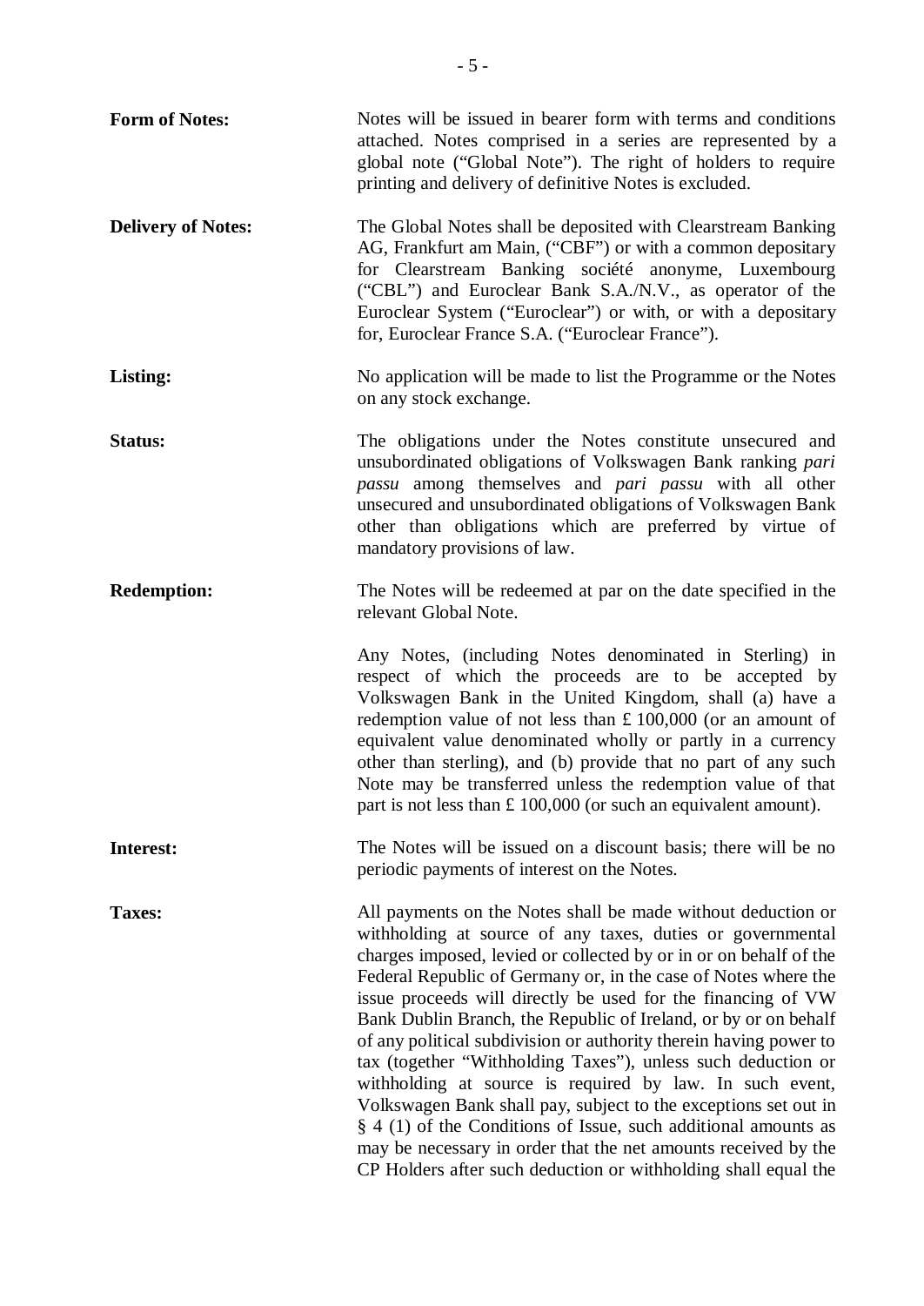**Form of Notes:** Notes will be issued in bearer form with terms and conditions attached. Notes comprised in a series are represented by a global note ("Global Note"). The right of holders to require printing and delivery of definitive Notes is excluded.

**Delivery of Notes:** The Global Notes shall be deposited with Clearstream Banking AG, Frankfurt am Main, ("CBF") or with a common depositary for Clearstream Banking société anonyme, Luxembourg ("CBL") and Euroclear Bank S.A./N.V., as operator of the Euroclear System ("Euroclear") or with, or with a depositary for, Euroclear France S.A. ("Euroclear France").

**Listing:** No application will be made to list the Programme or the Notes on any stock exchange.

**Status:** The obligations under the Notes constitute unsecured and unsubordinated obligations of Volkswagen Bank ranking *pari passu* among themselves and *pari passu* with all other unsecured and unsubordinated obligations of Volkswagen Bank other than obligations which are preferred by virtue of mandatory provisions of law.

**Redemption:** The Notes will be redeemed at par on the date specified in the relevant Global Note.

Any Notes, (including Notes denominated in Sterling) in respect of which the proceeds are to be accepted by Volkswagen Bank in the United Kingdom, shall (a) have a redemption value of not less than £ 100,000 (or an amount of equivalent value denominated wholly or partly in a currency other than sterling), and (b) provide that no part of any such Note may be transferred unless the redemption value of that part is not less than £ 100,000 (or such an equivalent amount).

**Interest:** The Notes will be issued on a discount basis; there will be no periodic payments of interest on the Notes.

**Taxes:** All payments on the Notes shall be made without deduction or withholding at source of any taxes, duties or governmental charges imposed, levied or collected by or in or on behalf of the Federal Republic of Germany or, in the case of Notes where the issue proceeds will directly be used for the financing of VW Bank Dublin Branch, the Republic of Ireland, or by or on behalf of any political subdivision or authority therein having power to tax (together "Withholding Taxes"), unless such deduction or withholding at source is required by law. In such event, Volkswagen Bank shall pay, subject to the exceptions set out in § 4 (1) of the Conditions of Issue, such additional amounts as may be necessary in order that the net amounts received by the CP Holders after such deduction or withholding shall equal the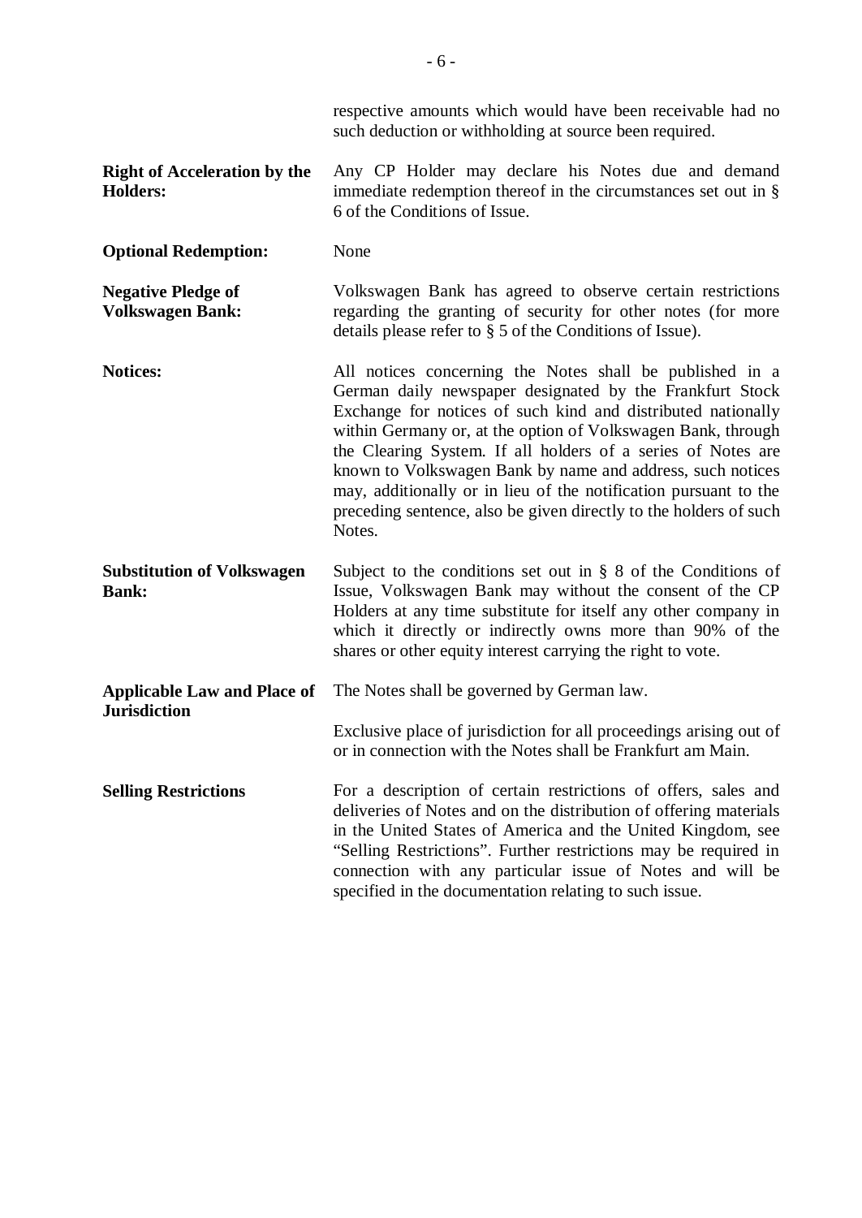respective amounts which would have been receivable had no such deduction or withholding at source been required.

| | |
|---|---|
| **Right of Acceleration by the Holders:** | Any CP Holder may declare his Notes due and demand immediate redemption thereof in the circumstances set out in § 6 of the Conditions of Issue. |
| **Optional Redemption:** | None |
| **Negative Pledge of Volkswagen Bank:** | Volkswagen Bank has agreed to observe certain restrictions regarding the granting of security for other notes (for more details please refer to § 5 of the Conditions of Issue). |
| **Notices:** | All notices concerning the Notes shall be published in a German daily newspaper designated by the Frankfurt Stock Exchange for notices of such kind and distributed nationally within Germany or, at the option of Volkswagen Bank, through the Clearing System. If all holders of a series of Notes are known to Volkswagen Bank by name and address, such notices may, additionally or in lieu of the notification pursuant to the preceding sentence, also be given directly to the holders of such Notes. |
| **Substitution of Volkswagen Bank:** | Subject to the conditions set out in § 8 of the Conditions of Issue, Volkswagen Bank may without the consent of the CP Holders at any time substitute for itself any other company in which it directly or indirectly owns more than 90% of the shares or other equity interest carrying the right to vote. |
| **Applicable Law and Place of Jurisdiction** | The Notes shall be governed by German law. <br><br> Exclusive place of jurisdiction for all proceedings arising out of or in connection with the Notes shall be Frankfurt am Main. |
| **Selling Restrictions** | For a description of certain restrictions of offers, sales and deliveries of Notes and on the distribution of offering materials in the United States of America and the United Kingdom, see "Selling Restrictions". Further restrictions may be required in connection with any particular issue of Notes and will be specified in the documentation relating to such issue. |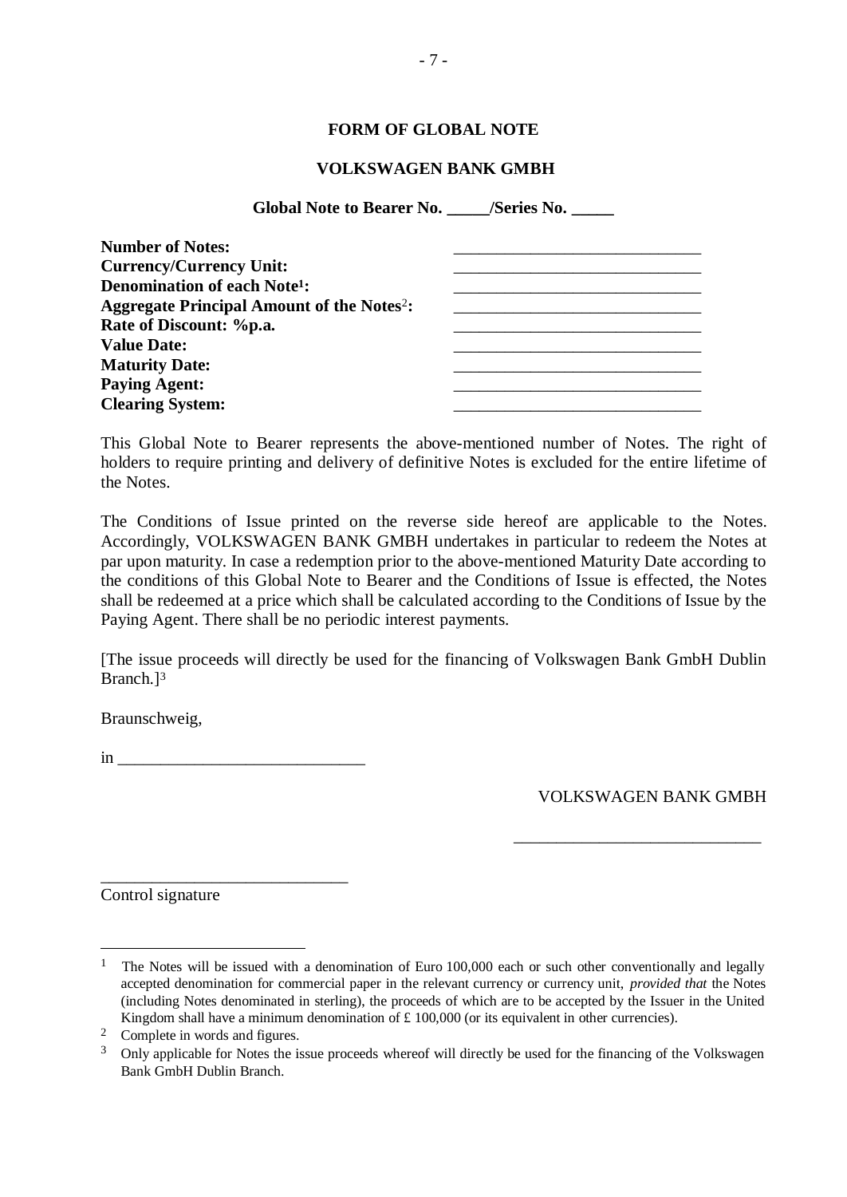## FORM OF GLOBAL NOTE

## VOLKSWAGEN BANK GMBH

**Global Note to Bearer No. _____/Series No. _____**

| | |
|---|---|
| **Number of Notes:** | ______________________________ |
| **Currency/Currency Unit:** | ______________________________ |
| **Denomination of each Note[1]:** | ______________________________ |
| **Aggregate Principal Amount of the Notes[2]:** | ______________________________ |
| **Rate of Discount: %p.a.** | ______________________________ |
| **Value Date:** | ______________________________ |
| **Maturity Date:** | ______________________________ |
| **Paying Agent:** | ______________________________ |
| **Clearing System:** | ______________________________ |

This Global Note to Bearer represents the above-mentioned number of Notes. The right of holders to require printing and delivery of definitive Notes is excluded for the entire lifetime of the Notes.

The Conditions of Issue printed on the reverse side hereof are applicable to the Notes. Accordingly, VOLKSWAGEN BANK GMBH undertakes in particular to redeem the Notes at par upon maturity. In case a redemption prior to the above-mentioned Maturity Date according to the conditions of this Global Note to Bearer and the Conditions of Issue is effected, the Notes shall be redeemed at a price which shall be calculated according to the Conditions of Issue by the Paying Agent. There shall be no periodic interest payments.

[The issue proceeds will directly be used for the financing of Volkswagen Bank GmbH Dublin Branch.][3]

Braunschweig,

in ______________________________

VOLKSWAGEN BANK GMBH

______________________________

______________________________

Control signature

---

[1] The Notes will be issued with a denomination of Euro 100,000 each or such other conventionally and legally accepted denomination for commercial paper in the relevant currency or currency unit, *provided that* the Notes (including Notes denominated in sterling), the proceeds of which are to be accepted by the Issuer in the United Kingdom shall have a minimum denomination of £ 100,000 (or its equivalent in other currencies).

[2] Complete in words and figures.

[3] Only applicable for Notes the issue proceeds whereof will directly be used for the financing of the Volkswagen Bank GmbH Dublin Branch.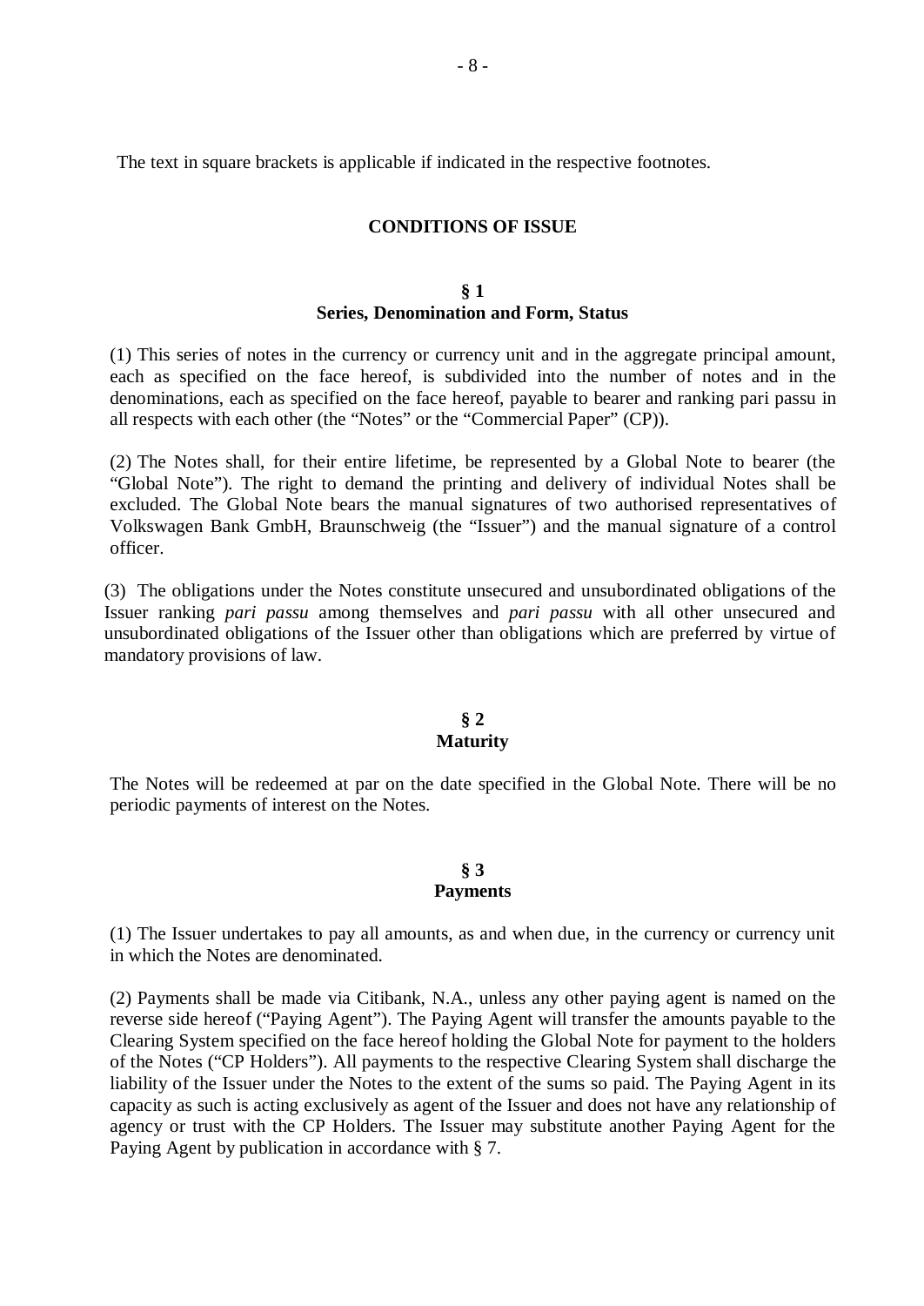The text in square brackets is applicable if indicated in the respective footnotes.

## CONDITIONS OF ISSUE

### § 1
### Series, Denomination and Form, Status

(1) This series of notes in the currency or currency unit and in the aggregate principal amount, each as specified on the face hereof, is subdivided into the number of notes and in the denominations, each as specified on the face hereof, payable to bearer and ranking pari passu in all respects with each other (the "Notes" or the "Commercial Paper" (CP)).

(2) The Notes shall, for their entire lifetime, be represented by a Global Note to bearer (the "Global Note"). The right to demand the printing and delivery of individual Notes shall be excluded. The Global Note bears the manual signatures of two authorised representatives of Volkswagen Bank GmbH, Braunschweig (the "Issuer") and the manual signature of a control officer.

(3) The obligations under the Notes constitute unsecured and unsubordinated obligations of the Issuer ranking *pari passu* among themselves and *pari passu* with all other unsecured and unsubordinated obligations of the Issuer other than obligations which are preferred by virtue of mandatory provisions of law.

### § 2
### Maturity

The Notes will be redeemed at par on the date specified in the Global Note. There will be no periodic payments of interest on the Notes.

### § 3
### Payments

(1) The Issuer undertakes to pay all amounts, as and when due, in the currency or currency unit in which the Notes are denominated.

(2) Payments shall be made via Citibank, N.A., unless any other paying agent is named on the reverse side hereof ("Paying Agent"). The Paying Agent will transfer the amounts payable to the Clearing System specified on the face hereof holding the Global Note for payment to the holders of the Notes ("CP Holders"). All payments to the respective Clearing System shall discharge the liability of the Issuer under the Notes to the extent of the sums so paid. The Paying Agent in its capacity as such is acting exclusively as agent of the Issuer and does not have any relationship of agency or trust with the CP Holders. The Issuer may substitute another Paying Agent for the Paying Agent by publication in accordance with § 7.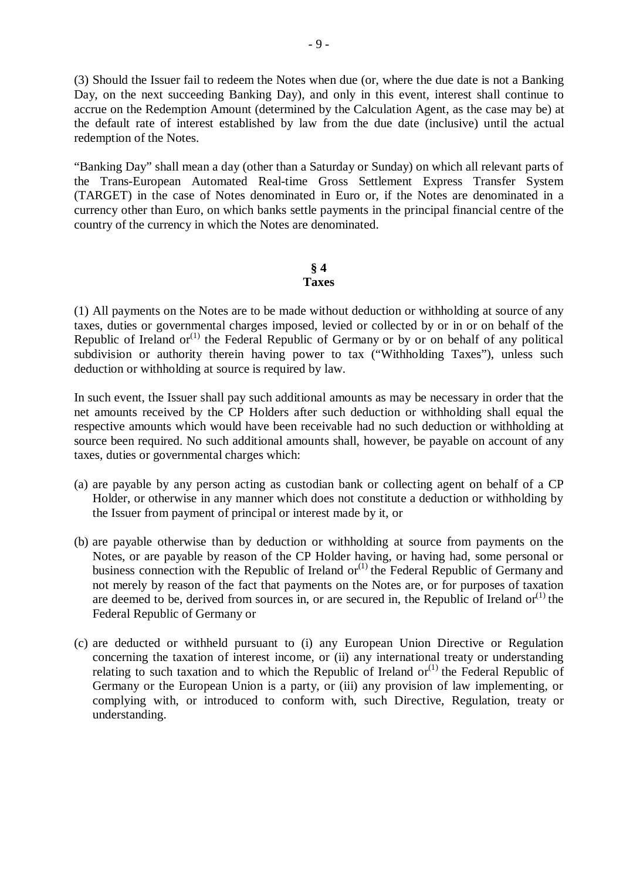(3) Should the Issuer fail to redeem the Notes when due (or, where the due date is not a Banking Day, on the next succeeding Banking Day), and only in this event, interest shall continue to accrue on the Redemption Amount (determined by the Calculation Agent, as the case may be) at the default rate of interest established by law from the due date (inclusive) until the actual redemption of the Notes.

"Banking Day" shall mean a day (other than a Saturday or Sunday) on which all relevant parts of the Trans-European Automated Real-time Gross Settlement Express Transfer System (TARGET) in the case of Notes denominated in Euro or, if the Notes are denominated in a currency other than Euro, on which banks settle payments in the principal financial centre of the country of the currency in which the Notes are denominated.

## § 4
## Taxes

(1) All payments on the Notes are to be made without deduction or withholding at source of any taxes, duties or governmental charges imposed, levied or collected by or in or on behalf of the Republic of Ireland or[(1)] the Federal Republic of Germany or by or on behalf of any political subdivision or authority therein having power to tax ("Withholding Taxes"), unless such deduction or withholding at source is required by law.

In such event, the Issuer shall pay such additional amounts as may be necessary in order that the net amounts received by the CP Holders after such deduction or withholding shall equal the respective amounts which would have been receivable had no such deduction or withholding at source been required. No such additional amounts shall, however, be payable on account of any taxes, duties or governmental charges which:

(a) are payable by any person acting as custodian bank or collecting agent on behalf of a CP Holder, or otherwise in any manner which does not constitute a deduction or withholding by the Issuer from payment of principal or interest made by it, or

(b) are payable otherwise than by deduction or withholding at source from payments on the Notes, or are payable by reason of the CP Holder having, or having had, some personal or business connection with the Republic of Ireland or[(1)] the Federal Republic of Germany and not merely by reason of the fact that payments on the Notes are, or for purposes of taxation are deemed to be, derived from sources in, or are secured in, the Republic of Ireland or[(1)] the Federal Republic of Germany or

(c) are deducted or withheld pursuant to (i) any European Union Directive or Regulation concerning the taxation of interest income, or (ii) any international treaty or understanding relating to such taxation and to which the Republic of Ireland or[(1)] the Federal Republic of Germany or the European Union is a party, or (iii) any provision of law implementing, or complying with, or introduced to conform with, such Directive, Regulation, treaty or understanding.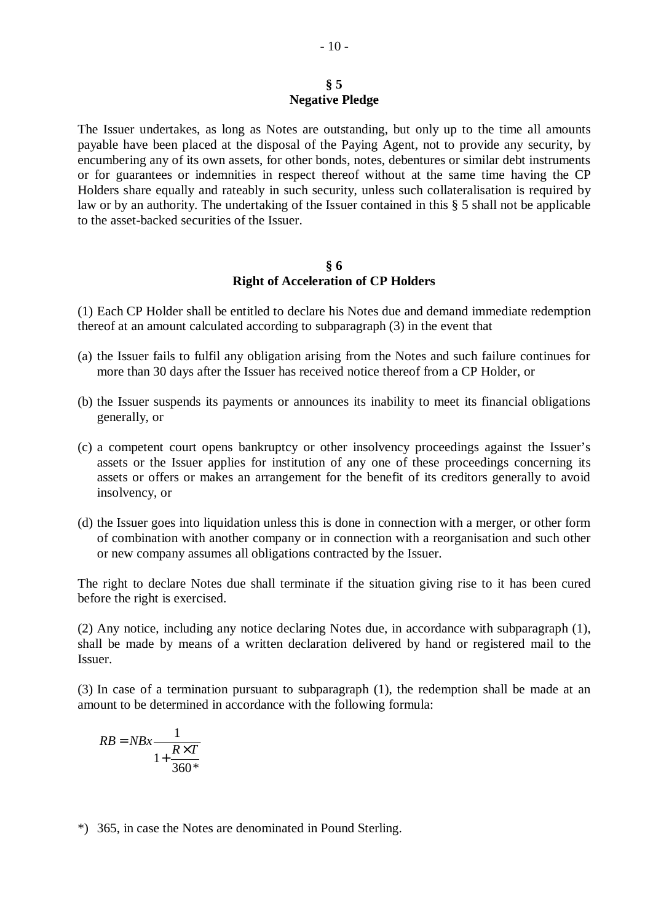## § 5
## Negative Pledge

The Issuer undertakes, as long as Notes are outstanding, but only up to the time all amounts payable have been placed at the disposal of the Paying Agent, not to provide any security, by encumbering any of its own assets, for other bonds, notes, debentures or similar debt instruments or for guarantees or indemnities in respect thereof without at the same time having the CP Holders share equally and rateably in such security, unless such collateralisation is required by law or by an authority. The undertaking of the Issuer contained in this § 5 shall not be applicable to the asset-backed securities of the Issuer.

## § 6
## Right of Acceleration of CP Holders

(1) Each CP Holder shall be entitled to declare his Notes due and demand immediate redemption thereof at an amount calculated according to subparagraph (3) in the event that

(a) the Issuer fails to fulfil any obligation arising from the Notes and such failure continues for more than 30 days after the Issuer has received notice thereof from a CP Holder, or

(b) the Issuer suspends its payments or announces its inability to meet its financial obligations generally, or

(c) a competent court opens bankruptcy or other insolvency proceedings against the Issuer's assets or the Issuer applies for institution of any one of these proceedings concerning its assets or offers or makes an arrangement for the benefit of its creditors generally to avoid insolvency, or

(d) the Issuer goes into liquidation unless this is done in connection with a merger, or other form of combination with another company or in connection with a reorganisation and such other or new company assumes all obligations contracted by the Issuer.

The right to declare Notes due shall terminate if the situation giving rise to it has been cured before the right is exercised.

(2) Any notice, including any notice declaring Notes due, in accordance with subparagraph (1), shall be made by means of a written declaration delivered by hand or registered mail to the Issuer.

(3) In case of a termination pursuant to subparagraph (1), the redemption shall be made at an amount to be determined in accordance with the following formula:

$$RB = NBx \frac{1}{1 + \frac{R \times T}{360*}}$$

*) 365, in case the Notes are denominated in Pound Sterling.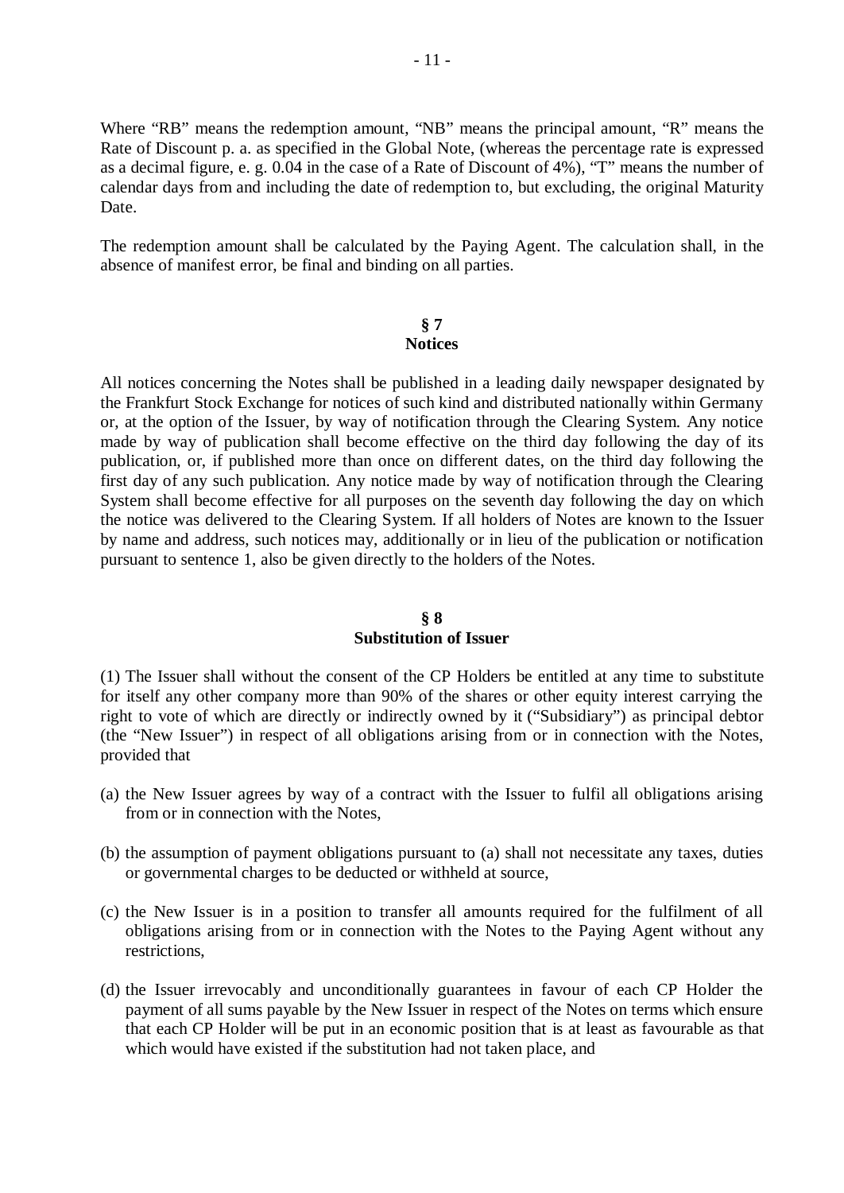Where "RB" means the redemption amount, "NB" means the principal amount, "R" means the Rate of Discount p. a. as specified in the Global Note, (whereas the percentage rate is expressed as a decimal figure, e. g. 0.04 in the case of a Rate of Discount of 4%), "T" means the number of calendar days from and including the date of redemption to, but excluding, the original Maturity Date.

The redemption amount shall be calculated by the Paying Agent. The calculation shall, in the absence of manifest error, be final and binding on all parties.

## § 7
## Notices

All notices concerning the Notes shall be published in a leading daily newspaper designated by the Frankfurt Stock Exchange for notices of such kind and distributed nationally within Germany or, at the option of the Issuer, by way of notification through the Clearing System. Any notice made by way of publication shall become effective on the third day following the day of its publication, or, if published more than once on different dates, on the third day following the first day of any such publication. Any notice made by way of notification through the Clearing System shall become effective for all purposes on the seventh day following the day on which the notice was delivered to the Clearing System. If all holders of Notes are known to the Issuer by name and address, such notices may, additionally or in lieu of the publication or notification pursuant to sentence 1, also be given directly to the holders of the Notes.

## § 8
## Substitution of Issuer

(1) The Issuer shall without the consent of the CP Holders be entitled at any time to substitute for itself any other company more than 90% of the shares or other equity interest carrying the right to vote of which are directly or indirectly owned by it ("Subsidiary") as principal debtor (the "New Issuer") in respect of all obligations arising from or in connection with the Notes, provided that

(a) the New Issuer agrees by way of a contract with the Issuer to fulfil all obligations arising from or in connection with the Notes,

(b) the assumption of payment obligations pursuant to (a) shall not necessitate any taxes, duties or governmental charges to be deducted or withheld at source,

(c) the New Issuer is in a position to transfer all amounts required for the fulfilment of all obligations arising from or in connection with the Notes to the Paying Agent without any restrictions,

(d) the Issuer irrevocably and unconditionally guarantees in favour of each CP Holder the payment of all sums payable by the New Issuer in respect of the Notes on terms which ensure that each CP Holder will be put in an economic position that is at least as favourable as that which would have existed if the substitution had not taken place, and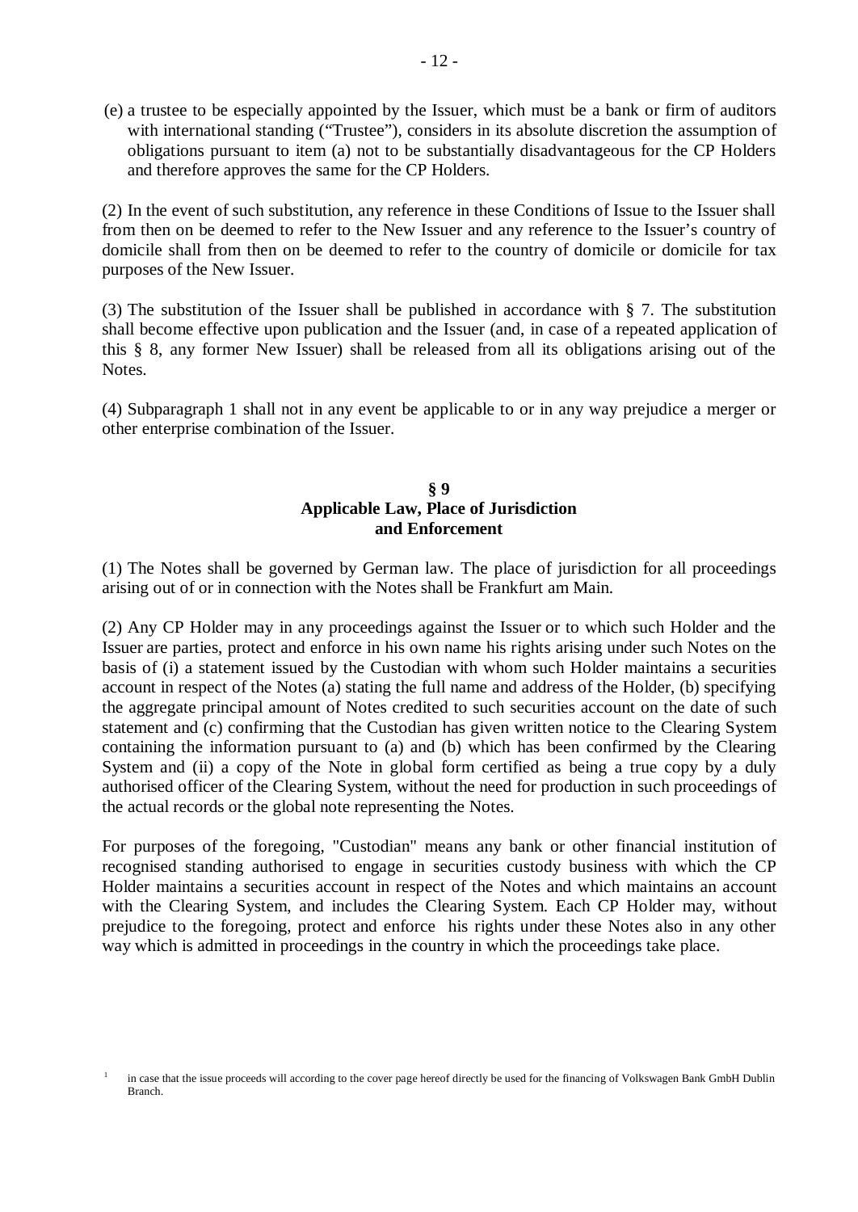(e) a trustee to be especially appointed by the Issuer, which must be a bank or firm of auditors with international standing ("Trustee"), considers in its absolute discretion the assumption of obligations pursuant to item (a) not to be substantially disadvantageous for the CP Holders and therefore approves the same for the CP Holders.

(2) In the event of such substitution, any reference in these Conditions of Issue to the Issuer shall from then on be deemed to refer to the New Issuer and any reference to the Issuer's country of domicile shall from then on be deemed to refer to the country of domicile or domicile for tax purposes of the New Issuer.

(3) The substitution of the Issuer shall be published in accordance with § 7. The substitution shall become effective upon publication and the Issuer (and, in case of a repeated application of this § 8, any former New Issuer) shall be released from all its obligations arising out of the Notes.

(4) Subparagraph 1 shall not in any event be applicable to or in any way prejudice a merger or other enterprise combination of the Issuer.

## § 9
## Applicable Law, Place of Jurisdiction and Enforcement

(1) The Notes shall be governed by German law. The place of jurisdiction for all proceedings arising out of or in connection with the Notes shall be Frankfurt am Main.

(2) Any CP Holder may in any proceedings against the Issuer or to which such Holder and the Issuer are parties, protect and enforce in his own name his rights arising under such Notes on the basis of (i) a statement issued by the Custodian with whom such Holder maintains a securities account in respect of the Notes (a) stating the full name and address of the Holder, (b) specifying the aggregate principal amount of Notes credited to such securities account on the date of such statement and (c) confirming that the Custodian has given written notice to the Clearing System containing the information pursuant to (a) and (b) which has been confirmed by the Clearing System and (ii) a copy of the Note in global form certified as being a true copy by a duly authorised officer of the Clearing System, without the need for production in such proceedings of the actual records or the global note representing the Notes.

For purposes of the foregoing, "Custodian" means any bank or other financial institution of recognised standing authorised to engage in securities custody business with which the CP Holder maintains a securities account in respect of the Notes and which maintains an account with the Clearing System, and includes the Clearing System. Each CP Holder may, without prejudice to the foregoing, protect and enforce his rights under these Notes also in any other way which is admitted in proceedings in the country in which the proceedings take place.

[1] in case that the issue proceeds will according to the cover page hereof directly be used for the financing of Volkswagen Bank GmbH Dublin Branch.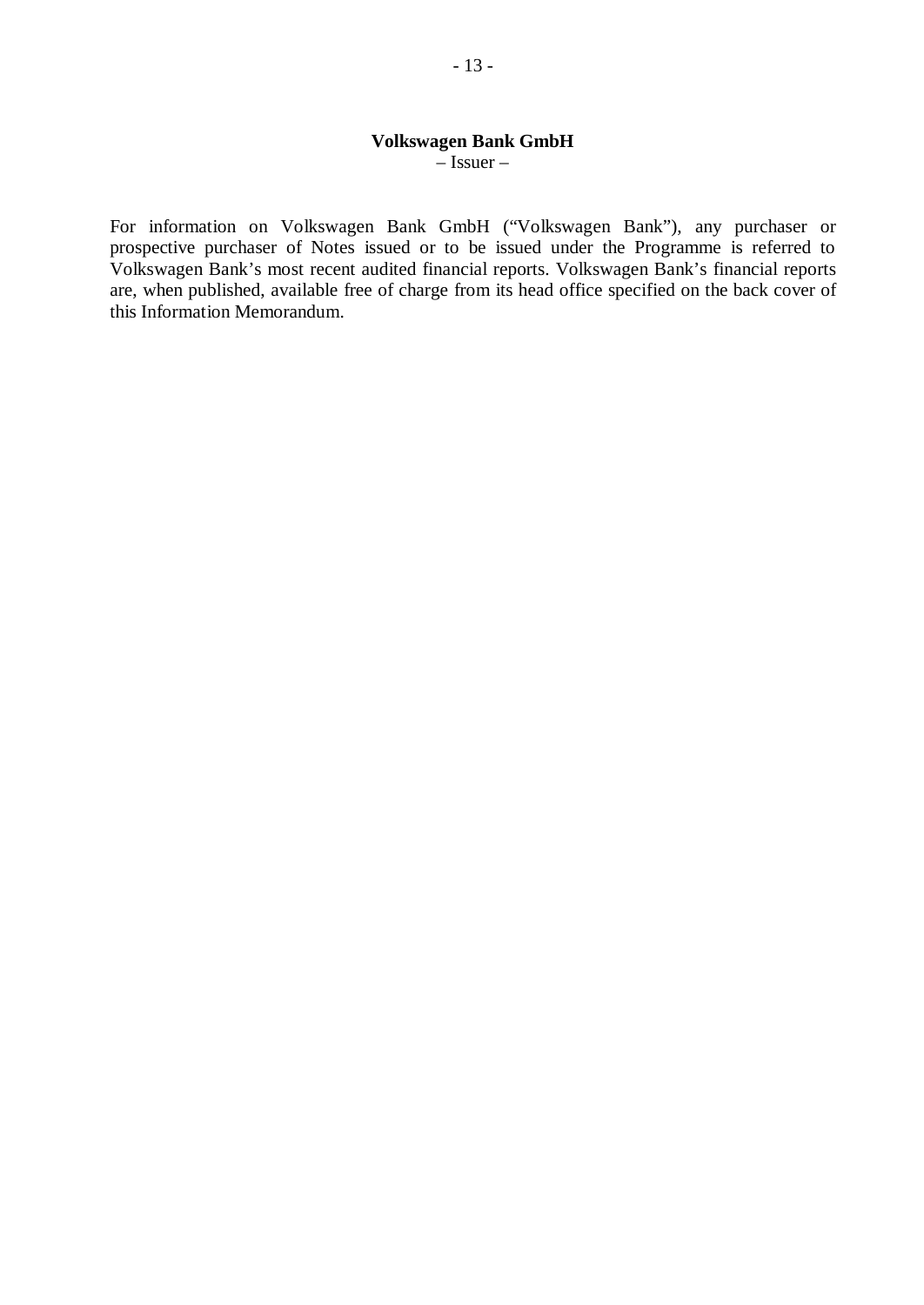## Volkswagen Bank GmbH

– Issuer –

For information on Volkswagen Bank GmbH ("Volkswagen Bank"), any purchaser or prospective purchaser of Notes issued or to be issued under the Programme is referred to Volkswagen Bank's most recent audited financial reports. Volkswagen Bank's financial reports are, when published, available free of charge from its head office specified on the back cover of this Information Memorandum.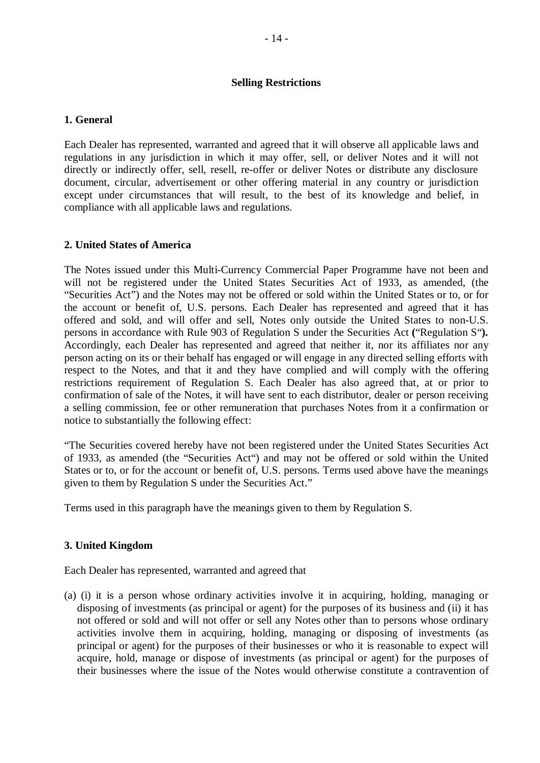## Selling Restrictions

### 1. General

Each Dealer has represented, warranted and agreed that it will observe all applicable laws and regulations in any jurisdiction in which it may offer, sell, or deliver Notes and it will not directly or indirectly offer, sell, resell, re-offer or deliver Notes or distribute any disclosure document, circular, advertisement or other offering material in any country or jurisdiction except under circumstances that will result, to the best of its knowledge and belief, in compliance with all applicable laws and regulations.

### 2. United States of America

The Notes issued under this Multi-Currency Commercial Paper Programme have not been and will not be registered under the United States Securities Act of 1933, as amended, (the "Securities Act") and the Notes may not be offered or sold within the United States or to, or for the account or benefit of, U.S. persons. Each Dealer has represented and agreed that it has offered and sold, and will offer and sell, Notes only outside the United States to non-U.S. persons in accordance with Rule 903 of Regulation S under the Securities Act **(**"Regulation S"**).** Accordingly, each Dealer has represented and agreed that neither it, nor its affiliates nor any person acting on its or their behalf has engaged or will engage in any directed selling efforts with respect to the Notes, and that it and they have complied and will comply with the offering restrictions requirement of Regulation S. Each Dealer has also agreed that, at or prior to confirmation of sale of the Notes, it will have sent to each distributor, dealer or person receiving a selling commission, fee or other remuneration that purchases Notes from it a confirmation or notice to substantially the following effect:

"The Securities covered hereby have not been registered under the United States Securities Act of 1933, as amended (the "Securities Act") and may not be offered or sold within the United States or to, or for the account or benefit of, U.S. persons. Terms used above have the meanings given to them by Regulation S under the Securities Act."

Terms used in this paragraph have the meanings given to them by Regulation S.

### 3. United Kingdom

Each Dealer has represented, warranted and agreed that

(a) (i) it is a person whose ordinary activities involve it in acquiring, holding, managing or disposing of investments (as principal or agent) for the purposes of its business and (ii) it has not offered or sold and will not offer or sell any Notes other than to persons whose ordinary activities involve them in acquiring, holding, managing or disposing of investments (as principal or agent) for the purposes of their businesses or who it is reasonable to expect will acquire, hold, manage or dispose of investments (as principal or agent) for the purposes of their businesses where the issue of the Notes would otherwise constitute a contravention of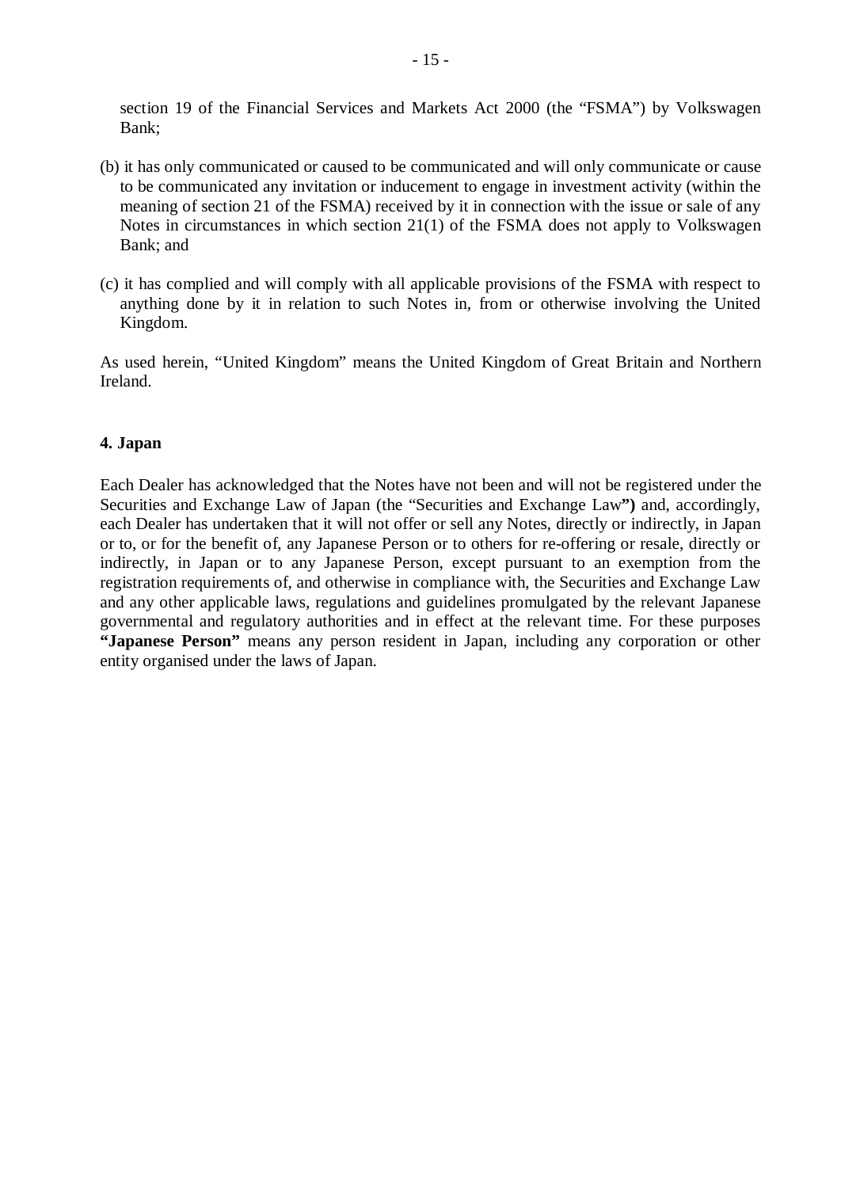section 19 of the Financial Services and Markets Act 2000 (the "FSMA") by Volkswagen Bank;

(b) it has only communicated or caused to be communicated and will only communicate or cause to be communicated any invitation or inducement to engage in investment activity (within the meaning of section 21 of the FSMA) received by it in connection with the issue or sale of any Notes in circumstances in which section 21(1) of the FSMA does not apply to Volkswagen Bank; and

(c) it has complied and will comply with all applicable provisions of the FSMA with respect to anything done by it in relation to such Notes in, from or otherwise involving the United Kingdom.

As used herein, "United Kingdom" means the United Kingdom of Great Britain and Northern Ireland.

**4. Japan**

Each Dealer has acknowledged that the Notes have not been and will not be registered under the Securities and Exchange Law of Japan (the "Securities and Exchange Law**")** and, accordingly, each Dealer has undertaken that it will not offer or sell any Notes, directly or indirectly, in Japan or to, or for the benefit of, any Japanese Person or to others for re-offering or resale, directly or indirectly, in Japan or to any Japanese Person, except pursuant to an exemption from the registration requirements of, and otherwise in compliance with, the Securities and Exchange Law and any other applicable laws, regulations and guidelines promulgated by the relevant Japanese governmental and regulatory authorities and in effect at the relevant time. For these purposes **"Japanese Person"** means any person resident in Japan, including any corporation or other entity organised under the laws of Japan.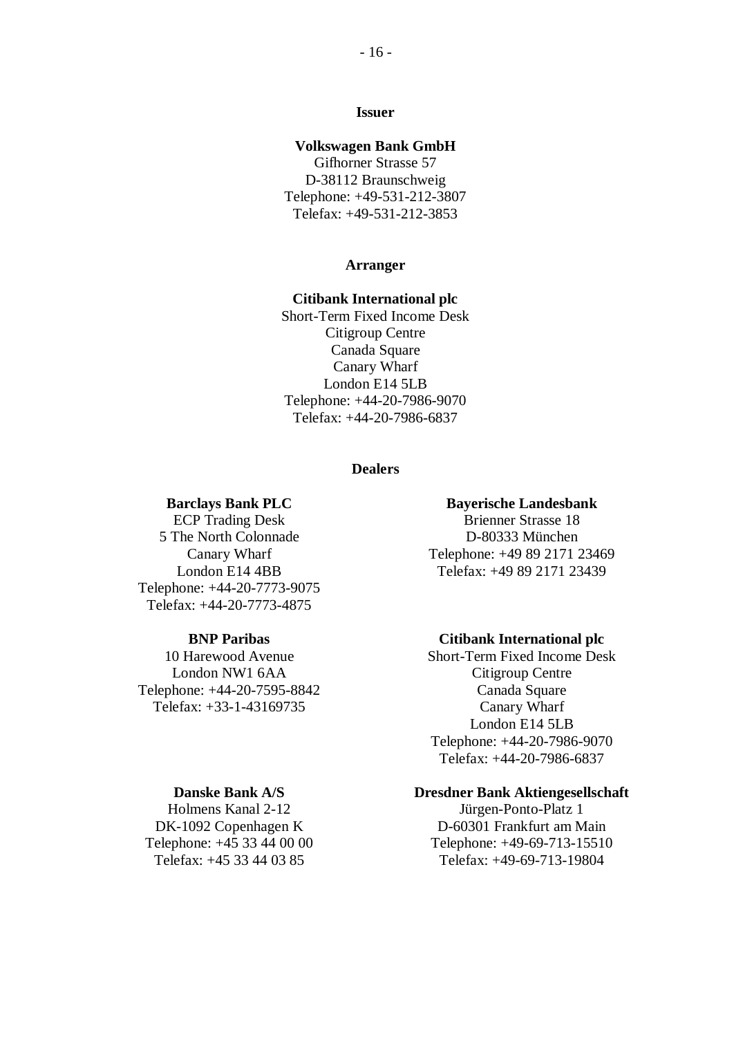## Issuer

**Volkswagen Bank GmbH**
Gifhorner Strasse 57
D-38112 Braunschweig
Telephone: +49-531-212-3807
Telefax: +49-531-212-3853

## Arranger

**Citibank International plc**
Short-Term Fixed Income Desk
Citigroup Centre
Canada Square
Canary Wharf
London E14 5LB
Telephone: +44-20-7986-9070
Telefax: +44-20-7986-6837

## Dealers

**Barclays Bank PLC**
ECP Trading Desk
5 The North Colonnade
Canary Wharf
London E14 4BB
Telephone: +44-20-7773-9075
Telefax: +44-20-7773-4875

**Bayerische Landesbank**
Brienner Strasse 18
D-80333 München
Telephone: +49 89 2171 23469
Telefax: +49 89 2171 23439

**BNP Paribas**
10 Harewood Avenue
London NW1 6AA
Telephone: +44-20-7595-8842
Telefax: +33-1-43169735

**Citibank International plc**
Short-Term Fixed Income Desk
Citigroup Centre
Canada Square
Canary Wharf
London E14 5LB
Telephone: +44-20-7986-9070
Telefax: +44-20-7986-6837

**Danske Bank A/S**
Holmens Kanal 2-12
DK-1092 Copenhagen K
Telephone: +45 33 44 00 00
Telefax: +45 33 44 03 85

**Dresdner Bank Aktiengesellschaft**
Jürgen-Ponto-Platz 1
D-60301 Frankfurt am Main
Telephone: +49-69-713-15510
Telefax: +49-69-713-19804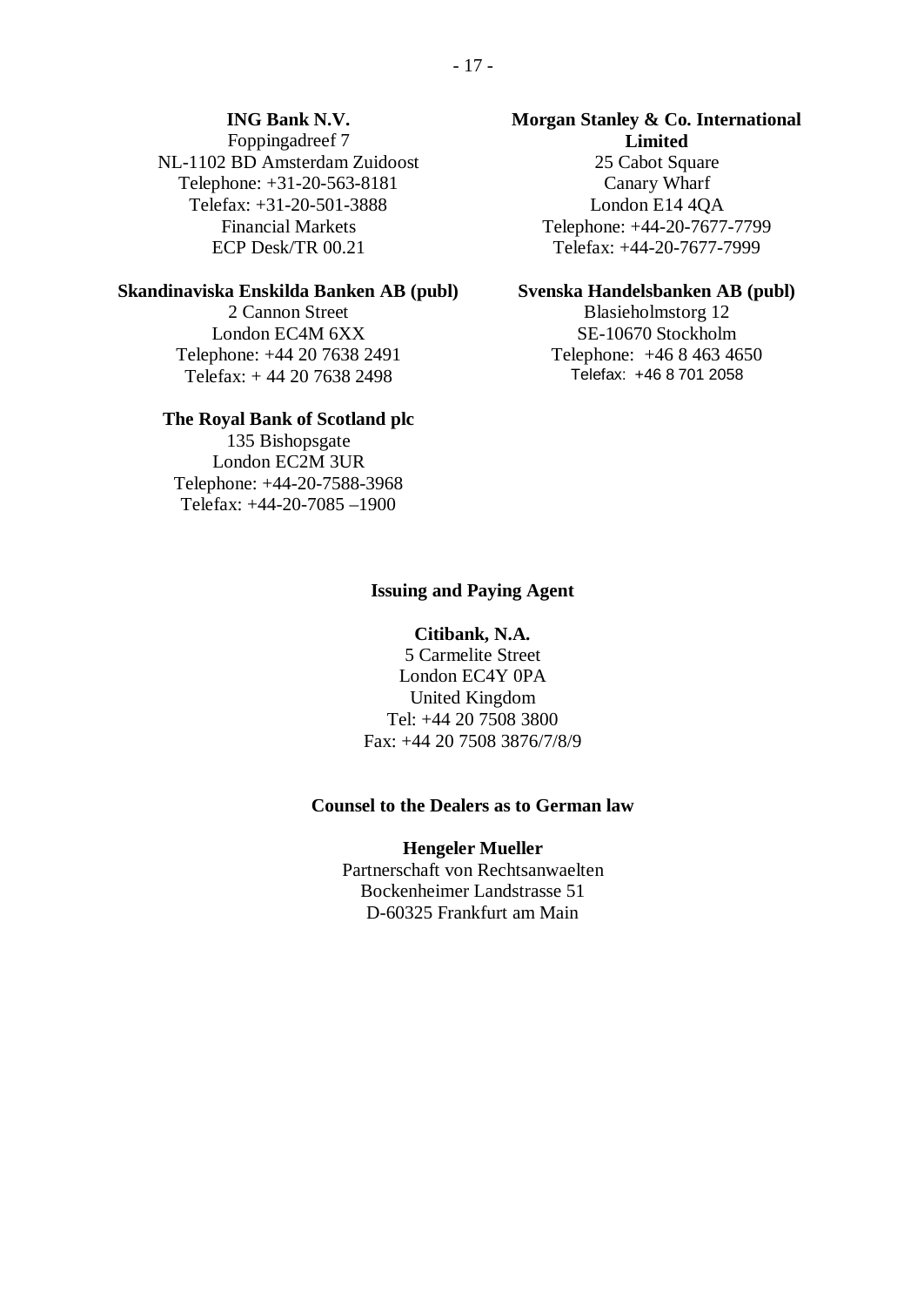**ING Bank N.V.**
Foppingadreef 7
NL-1102 BD Amsterdam Zuidoost
Telephone: +31-20-563-8181
Telefax: +31-20-501-3888
Financial Markets
ECP Desk/TR 00.21

**Morgan Stanley & Co. International Limited**
25 Cabot Square
Canary Wharf
London E14 4QA
Telephone: +44-20-7677-7799
Telefax: +44-20-7677-7999

**Skandinaviska Enskilda Banken AB (publ)**
2 Cannon Street
London EC4M 6XX
Telephone: +44 20 7638 2491
Telefax: + 44 20 7638 2498

**Svenska Handelsbanken AB (publ)**
Blasieholmstorg 12
SE-10670 Stockholm
Telephone: +46 8 463 4650
Telefax: +46 8 701 2058

**The Royal Bank of Scotland plc**
135 Bishopsgate
London EC2M 3UR
Telephone: +44-20-7588-3968
Telefax: +44-20-7085 –1900

**Issuing and Paying Agent**

**Citibank, N.A.**
5 Carmelite Street
London EC4Y 0PA
United Kingdom
Tel: +44 20 7508 3800
Fax: +44 20 7508 3876/7/8/9

**Counsel to the Dealers as to German law**

**Hengeler Mueller**
Partnerschaft von Rechtsanwaelten
Bockenheimer Landstrasse 51
D-60325 Frankfurt am Main